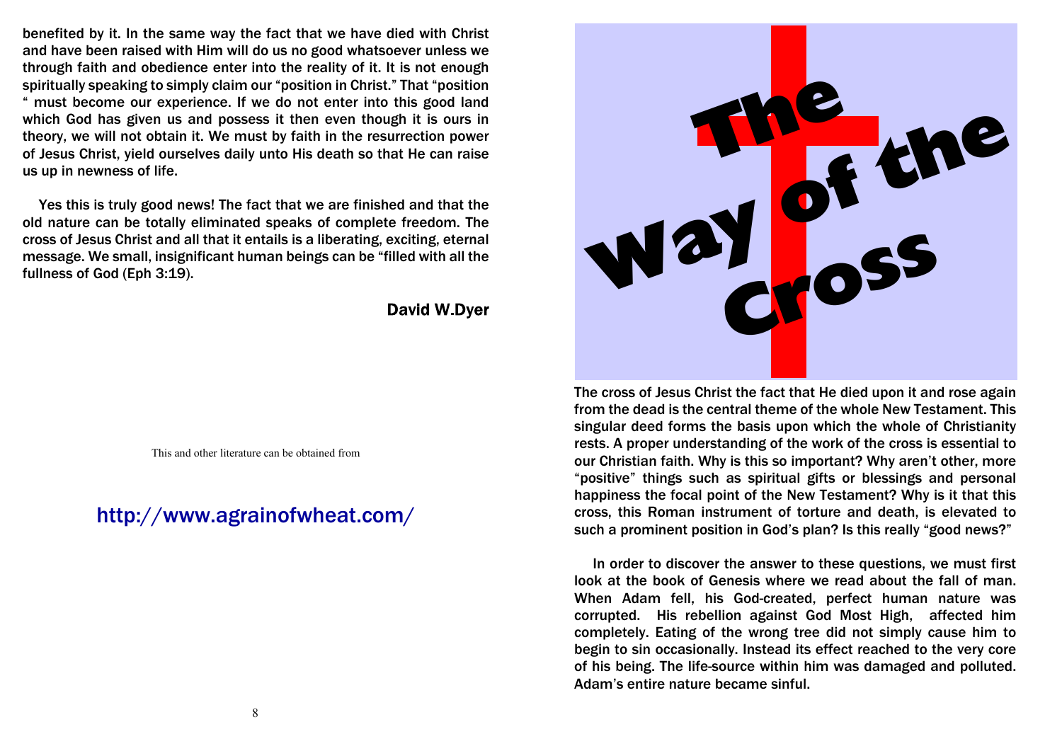benefited by it. In the same way the fact that we have died with Christ and have been raised with Him will do us no good whatsoever unless we through faith and obedience enter into the reality of it. It is not enough spiritually speaking to simply claim our "position in Christ." That "position " must become our experience. If we do not enter into this good land which God has given us and possess it then even though it is ours in theory, we will not obtain it. We must by faith in the resurrection power of Jesus Christ, yield ourselves daily unto His death so that He can raise us up in newness of life.

Yes this is truly good news! The fact that we are finished and that the old nature can be totally eliminated speaks of complete freedom. The cross of Jesus Christ and all that it entails is a liberating, exciting, eternal message. We small, insignificant human beings can be "filled with all the fullness of God (Eph 3:19).

**David W.Dyer**

This and other literature can be obtained from

## http://www.agrainofwheat.com/

# The Way of the Cross

The cross of Jesus Christ the fact that He died upon it and rose again from the dead is the central theme of the whole New Testament. This singular deed forms the basis upon which the whole of Christianity rests. A proper understanding of the work of the cross is essential to our Christian faith. Why is this so important? Why aren't other, more "positive" things such as spiritual gifts or blessings and personal happiness the focal point of the New Testament? Why is it that this cross, this Roman instrument of torture and death, is elevated to such a prominent position in God's plan? Is this really "good news?"

In order to discover the answer to these questions, we must first look at the book of Genesis where we read about the fall of man. When Adam fell, his God-created, perfect human nature was corrupted. His rebellion against God Most High, affected him completely. Eating of the wrong tree did not simply cause him to begin to sin occasionally. Instead its effect reached to the very core of his being. The life-source within him was damaged and polluted. Adam's entire nature became sinful.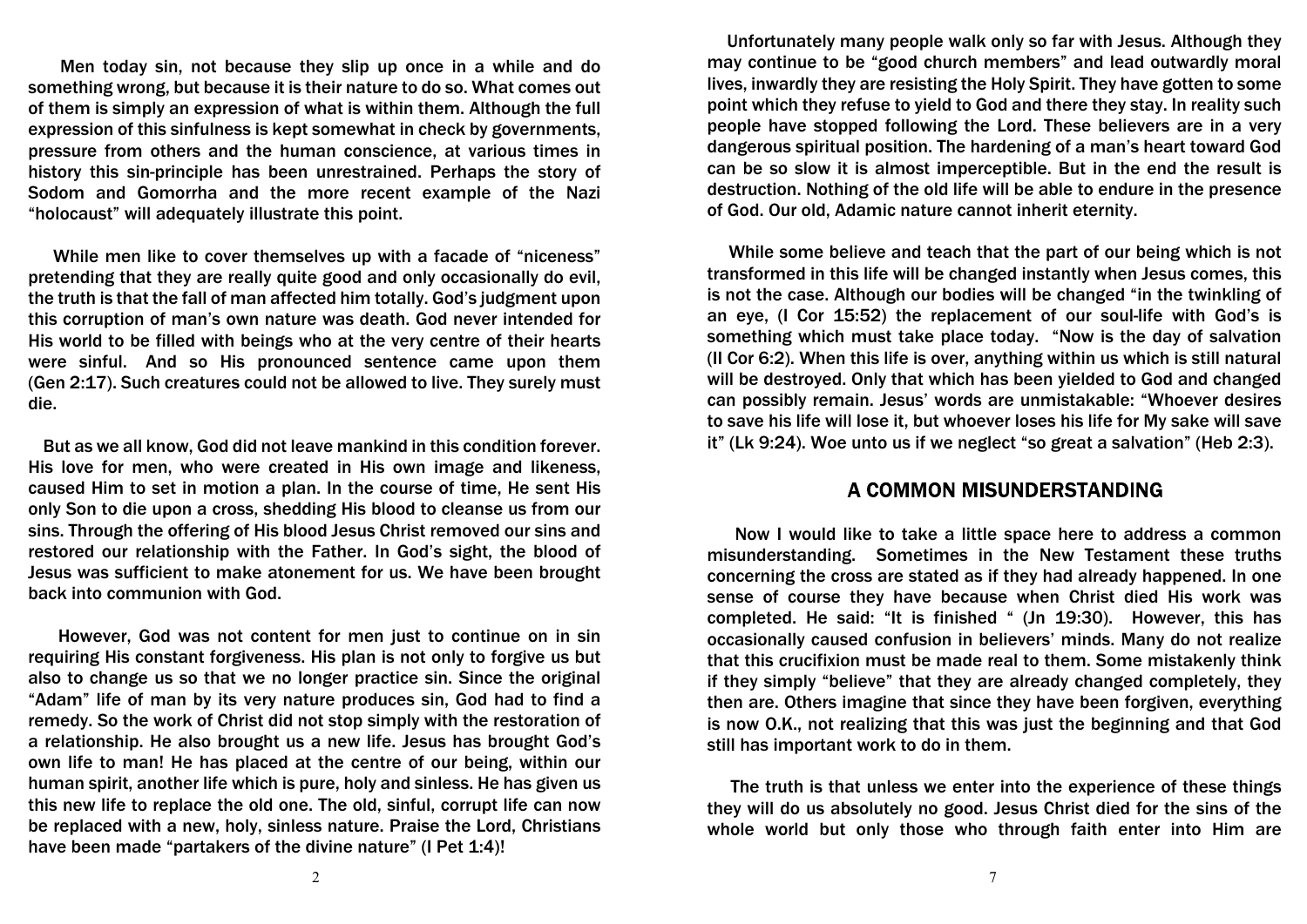Men today sin, not because they slip up once in a while and do something wrong, but because it is their nature to do so. What comes out of them is simply an expression of what is within them. Although the full expression of this sinfulness is kept somewhat in check by governments, pressure from others and the human conscience, at various times in history this sin-principle has been unrestrained. Perhaps the story of Sodom and Gomorrha and the more recent example of the Nazi "holocaust" will adequately illustrate this point.

While men like to cover themselves up with a facade of "niceness" pretending that they are really quite good and only occasionally do evil, the truth is that the fall of man affected him totally. God's judgment upon this corruption of man's own nature was death. God never intended for His world to be filled with beings who at the very centre of their hearts were sinful. And so His pronounced sentence came upon them (Gen 2:17). Such creatures could not be allowed to live. They surely must die.

But as we all know, God did not leave mankind in this condition forever. His love for men, who were created in His own image and likeness, caused Him to set in motion a plan. In the course of time, He sent His only Son to die upon a cross, shedding His blood to cleanse us from our sins. Through the offering of His blood Jesus Christ removed our sins and restored our relationship with the Father. In God's sight, the blood of Jesus was sufficient to make atonement for us. We have been brought back into communion with God.

However, God was not content for men just to continue on in sin requiring His constant forgiveness. His plan is not only to forgive us but also to change us so that we no longer practice sin. Since the original "Adam" life of man by its very nature produces sin, God had to find a remedy. So the work of Christ did not stop simply with the restoration of a relationship. He also brought us a new life. Jesus has brought God's own life to man! He has placed at the centre of our being, within our human spirit, another life which is pure, holy and sinless. He has given us this new life to replace the old one. The old, sinful, corrupt life can now be replaced with a new, holy, sinless nature. Praise the Lord, Christians have been made "partakers of the divine nature" (I Pet 1:4)!

Unfortunately many people walk only so far with Jesus. Although they may continue to be "good church members" and lead outwardly moral lives, inwardly they are resisting the Holy Spirit. They have gotten to some point which they refuse to yield to God and there they stay. In reality such people have stopped following the Lord. These believers are in a very dangerous spiritual position. The hardening of a man's heart toward God can be so slow it is almost imperceptible. But in the end the result is destruction. Nothing of the old life will be able to endure in the presence of God. Our old, Adamic nature cannot inherit eternity.

While some believe and teach that the part of our being which is not transformed in this life will be changed instantly when Jesus comes, this is not the case. Although our bodies will be changed "in the twinkling of an eye, (I Cor 15:52) the replacement of our soul-life with God's is something which must take place today. "Now is the day of salvation (II Cor 6:2). When this life is over, anything within us which is still natural will be destroyed. Only that which has been yielded to God and changed can possibly remain. Jesus' words are unmistakable: "Whoever desires to save his life will lose it, but whoever loses his life for My sake will save it" (Lk 9:24). Woe unto us if we neglect "so great a salvation" (Heb 2:3).

## A COMMON MISUNDERSTANDING

Now I would like to take a little space here to address a common misunderstanding. Sometimes in the New Testament these truths concerning the cross are stated as if they had already happened. In one sense of course they have because when Christ died His work was completed. He said: "It is finished " (Jn 19:30). However, this has occasionally caused confusion in believers' minds. Many do not realize that this crucifixion must be made real to them. Some mistakenly think if they simply "believe" that they are already changed completely, they then are. Others imagine that since they have been forgiven, everything is now O.K., not realizing that this was just the beginning and that God still has important work to do in them.

The truth is that unless we enter into the experience of these things they will do us absolutely no good. Jesus Christ died for the sins of the whole world but only those who through faith enter into Him are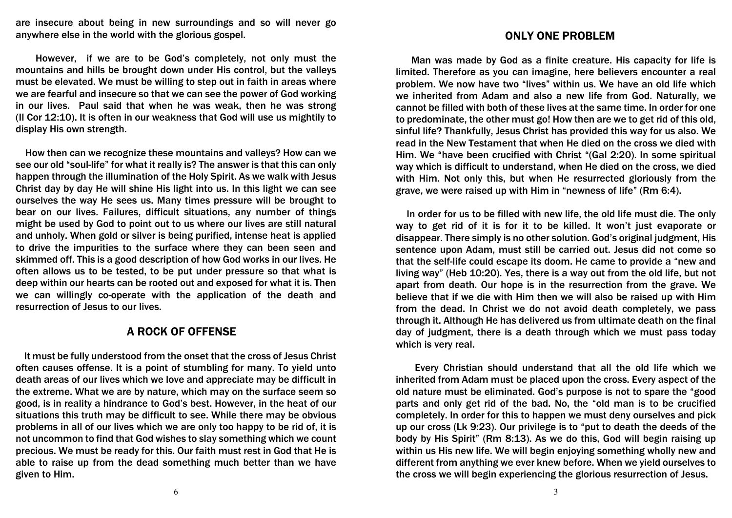are insecure about being in new surroundings and so will never go anywhere else in the world with the glorious gospel.

However, if we are to be God's completely, not only must the mountains and hills be brought down under His control, but the valleys must be elevated. We must be willing to step out in faith in areas where we are fearful and insecure so that we can see the power of God working in our lives. Paul said that when he was weak, then he was strong (II Cor 12:10). It is often in our weakness that God will use us mightily to display His own strength.

How then can we recognize these mountains and valleys? How can we see our old "soul-life" for what it really is? The answer is that this can only happen through the illumination of the Holy Spirit. As we walk with Jesus Christ day by day He will shine His light into us. In this light we can see ourselves the way He sees us. Many times pressure will be brought to bear on our lives. Failures, difficult situations, any number of things might be used by God to point out to us where our lives are still natural and unholy. When gold or silver is being purified, intense heat is applied to drive the impurities to the surface where they can been seen and skimmed off. This is a good description of how God works in our lives. He often allows us to be tested, to be put under pressure so that what is deep within our hearts can be rooted out and exposed for what it is. Then we can willingly co-operate with the application of the death and resurrection of Jesus to our lives.

## A ROCK OF OFFENSE

It must be fully understood from the onset that the cross of Jesus Christ often causes offense. It is a point of stumbling for many. To yield unto death areas of our lives which we love and appreciate may be difficult in the extreme. What we are by nature, which may on the surface seem so good, is in reality a hindrance to God's best. However, in the heat of our situations this truth may be difficult to see. While there may be obvious problems in all of our lives which we are only too happy to be rid of, it is not uncommon to find that God wishes to slay something which we count precious. We must be ready for this. Our faith must rest in God that He is able to raise up from the dead something much better than we have given to Him.

## ONLY ONE PROBLEM

Man was made by God as a finite creature. His capacity for life is limited. Therefore as you can imagine, here believers encounter a real problem. We now have two "lives" within us. We have an old life which we inherited from Adam and also a new life from God. Naturally, we cannot be filled with both of these lives at the same time. In order for one to predominate, the other must go! How then are we to get rid of this old, sinful life? Thankfully, Jesus Christ has provided this way for us also. We read in the New Testament that when He died on the cross we died with Him. We "have been crucified with Christ "(Gal 2:20). In some spiritual way which is difficult to understand, when He died on the cross, we died with Him. Not only this, but when He resurrected gloriously from the grave, we were raised up with Him in "newness of life" (Rm 6:4).

In order for us to be filled with new life, the old life must die. The only way to get rid of it is for it to be killed. It won't just evaporate or disappear. There simply is no other solution. God's original judgment, His sentence upon Adam, must still be carried out. Jesus did not come so that the self-life could escape its doom. He came to provide a "new and living way" (Heb 10:20). Yes, there is a way out from the old life, but not apart from death. Our hope is in the resurrection from the grave. We believe that if we die with Him then we will also be raised up with Him from the dead. In Christ we do not avoid death completely, we pass through it. Although He has delivered us from ultimate death on the final day of judgment, there is a death through which we must pass today which is very real.

Every Christian should understand that all the old life which we inherited from Adam must be placed upon the cross. Every aspect of the old nature must be eliminated. God's purpose is not to spare the "good parts and only get rid of the bad. No, the "old man is to be crucified completely. In order for this to happen we must deny ourselves and pick up our cross (Lk 9:23). Our privilege is to "put to death the deeds of the body by His Spirit" (Rm 8:13). As we do this, God will begin raising up within us His new life. We will begin enjoying something wholly new and different from anything we ever knew before. When we yield ourselves to the cross we will begin experiencing the glorious resurrection of Jesus.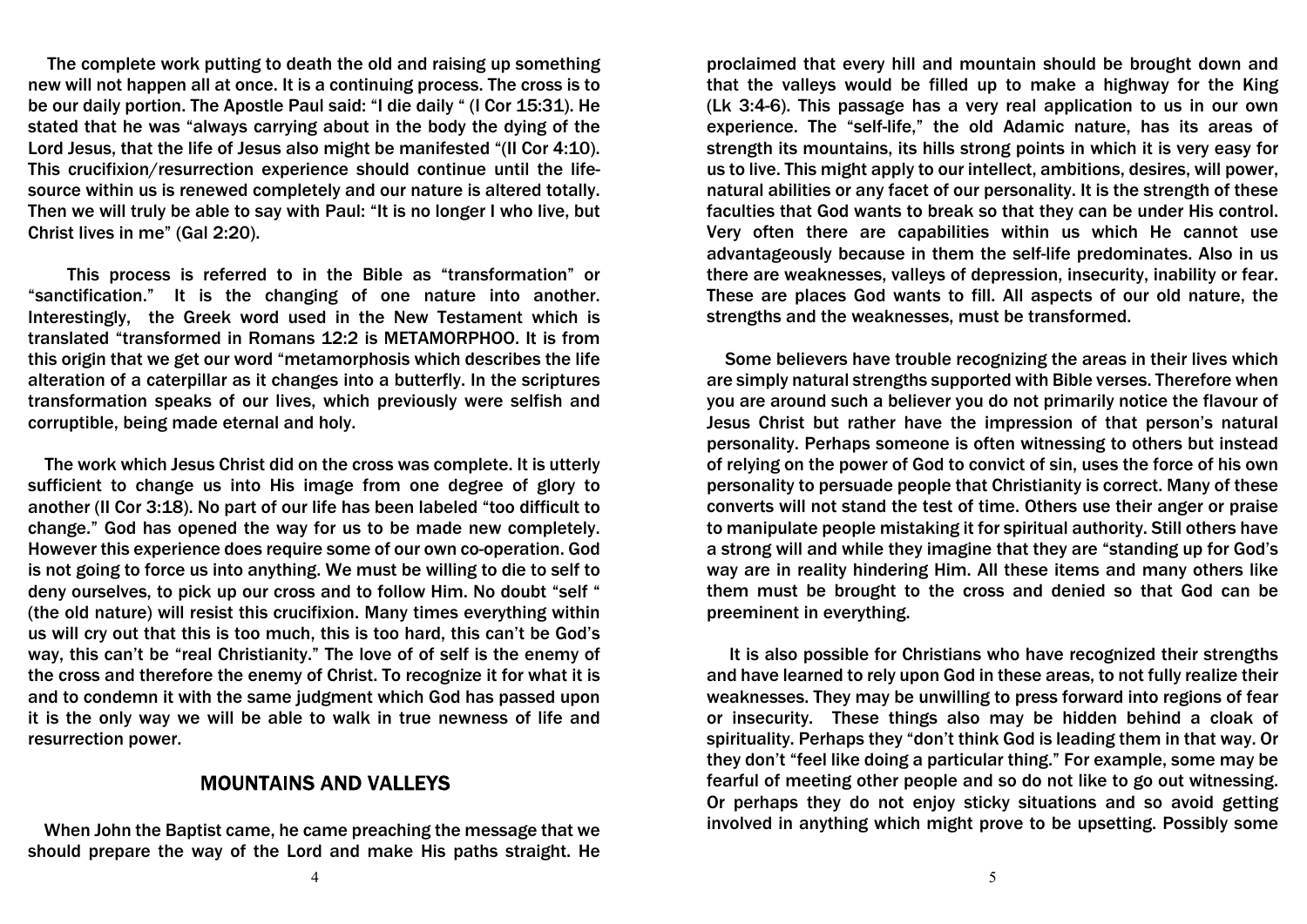The complete work putting to death the old and raising up something new will not happen all at once. It is a continuing process. The cross is to be our daily portion. The Apostle Paul said: "I die daily " (I Cor 15:31). He stated that he was "always carrying about in the body the dying of the Lord Jesus, that the life of Jesus also might be manifested "(II Cor 4:10). This crucifixion/resurrection experience should continue until the life-source within us is renewed completely and our nature is altered totally. Then we will truly be able to say with Paul: "It is no longer I who live, but Christ lives in me" (Gal 2:20).

This process is referred to in the Bible as "transformation" or "sanctification." It is the changing of one nature into another. Interestingly, the Greek word used in the New Testament which is translated "transformed in Romans 12:2 is METAMORPHOO. It is from this origin that we get our word "metamorphosis which describes the life alteration of a caterpillar as it changes into a butterfly. In the scriptures transformation speaks of our lives, which previously were selfish and corruptible, being made eternal and holy.

The work which Jesus Christ did on the cross was complete. It is utterly sufficient to change us into His image from one degree of glory to another (II Cor 3:18). No part of our life has been labeled "too difficult to change." God has opened the way for us to be made new completely. However this experience does require some of our own co-operation. God is not going to force us into anything. We must be willing to die to self to deny ourselves, to pick up our cross and to follow Him. No doubt "self " (the old nature) will resist this crucifixion. Many times everything within us will cry out that this is too much, this is too hard, this can't be God's way, this can't be "real Christianity." The love of of self is the enemy of the cross and therefore the enemy of Christ. To recognize it for what it is and to condemn it with the same judgment which God has passed upon it is the only way we will be able to walk in true newness of life and resurrection power.

## MOUNTAINS AND VALLEYS

When John the Baptist came, he came preaching the message that we should prepare the way of the Lord and make His paths straight. He proclaimed that every hill and mountain should be brought down and that the valleys would be filled up to make a highway for the King (Lk 3:4-6). This passage has a very real application to us in our own experience. The "self-life," the old Adamic nature, has its areas of strength its mountains, its hills strong points in which it is very easy for us to live. This might apply to our intellect, ambitions, desires, will power, natural abilities or any facet of our personality. It is the strength of these faculties that God wants to break so that they can be under His control. Very often there are capabilities within us which He cannot use advantageously because in them the self-life predominates. Also in us there are weaknesses, valleys of depression, insecurity, inability or fear. These are places God wants to fill. All aspects of our old nature, the strengths and the weaknesses, must be transformed.

Some believers have trouble recognizing the areas in their lives which are simply natural strengths supported with Bible verses. Therefore when you are around such a believer you do not primarily notice the flavour of Jesus Christ but rather have the impression of that person's natural personality. Perhaps someone is often witnessing to others but instead of relying on the power of God to convic of sin, uses the force of his own personality to persuade people that Christianity is correct. Many of these converts will not stand the test of time. Others use their anger or praise to manipulate people mistaking it for spiritual authority. Still others have a strong will and while they imagine that they are "standing up for God's way are in reality hindering Him. All these items and many others like them must be brought to the cross and denied so that God can be preeminent in everything.

It is also possible for Christians who have recognized their strengths and have learned to rely upon God in these areas, to not fully realize their weaknesses. They may be unwilling to press forward into regions of fear or insecurity. These things also may be hidden behind a cloak of spirituality. Perhaps they "don't think God is leading them in that way. Or they don't "feel like doing a particular thing." For example, some may be fearful of meeting other people and so do not like to go out witnessing. Or perhaps they do not enjoy sticky situations and so avoid getting involved in anything which might prove to be upsetting. Possibly some